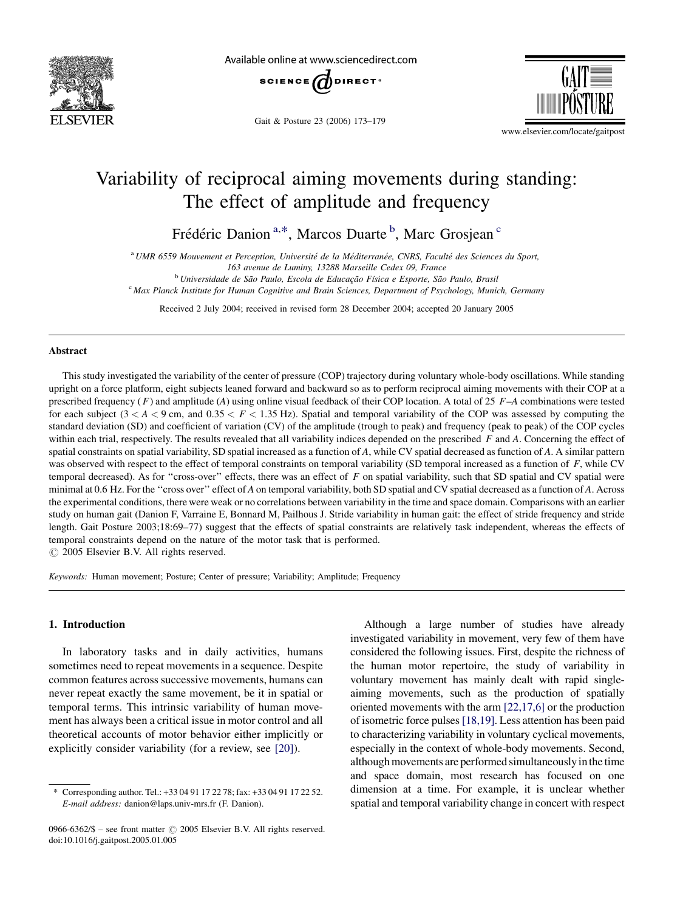# Variability of reciprocal aiming movements during standing: The effect of amplitude and frequency

Frédéric Danion [a,*], Marcos Duarte [b], Marc Grosjean [c]

[a] UMR 6559 Mouvement et Perception, Université de la Méditerranée, CNRS, Faculté des Sciences du Sport, 163 avenue de Luminy, 13288 Marseille Cedex 09, France

[b] Universidade de São Paulo, Escola de Educação Física e Esporte, São Paulo, Brasil

[c] Max Planck Institute for Human Cognitive and Brain Sciences, Department of Psychology, Munich, Germany

Received 2 July 2004; received in revised form 28 December 2004; accepted 20 January 2005

## Abstract

This study investigated the variability of the center of pressure (COP) trajectory during voluntary whole-body oscillations. While standing upright on a force platform, eight subjects leaned forward and backward so as to perform reciprocal aiming movements with their COP at a prescribed frequency ($F$) and amplitude ($A$) using online visual feedback of their COP location. A total of 25 $F$–$A$ combinations were tested for each subject ($3 < A < 9$ cm, and $0.35 < F < 1.35$ Hz). Spatial and temporal variability of the COP was assessed by computing the standard deviation (SD) and coefficient of variation (CV) of the amplitude (trough to peak) and frequency (peak to peak) of the COP cycles within each trial, respectively. The results revealed that all variability indices depended on the prescribed $F$ and $A$. Concerning the effect of spatial constraints on spatial variability, SD spatial increased as a function of $A$, while CV spatial decreased as function of $A$. A similar pattern was observed with respect to the effect of temporal constraints on temporal variability (SD temporal increased as a function of $F$, while CV temporal decreased). As for "cross-over" effects, there was an effect of $F$ on spatial variability, such that SD spatial and CV spatial were minimal at 0.6 Hz. For the "cross over" effect of $A$ on temporal variability, both SD spatial and CV spatial decreased as a function of $A$. Across the experimental conditions, there were weak or no correlations between variability in the time and space domain. Comparisons with an earlier study on human gait (Danion F, Varraine E, Bonnard M, Pailhous J. Stride variability in human gait: the effect of stride frequency and stride length. Gait Posture 2003;18:69–77) suggest that the effects of spatial constraints are relatively task independent, whereas the effects of temporal constraints depend on the nature of the motor task that is performed.

© 2005 Elsevier B.V. All rights reserved.

*Keywords:* Human movement; Posture; Center of pressure; Variability; Amplitude; Frequency

## 1. Introduction

In laboratory tasks and in daily activities, humans sometimes need to repeat movements in a sequence. Despite common features across successive movements, humans can never repeat exactly the same movement, be it in spatial or temporal terms. This intrinsic variability of human movement has always been a critical issue in motor control and all theoretical accounts of motor behavior either implicitly or explicitly consider variability (for a review, see [20]).

Although a large number of studies have already investigated variability in movement, very few of them have considered the following issues. First, despite the richness of the human motor repertoire, the study of variability in voluntary movement has mainly dealt with rapid single-aiming movements, such as the production of spatially oriented movements with the arm [22,17,6] or the production of isometric force pulses [18,19]. Less attention has been paid to characterizing variability in voluntary cyclical movements, especially in the context of whole-body movements. Second, although movements are performed simultaneously in the time and space domain, most research has focused on one dimension at a time. For example, it is unclear whether spatial and temporal variability change in concert with respect

\* Corresponding author. Tel.: +33 04 91 17 22 78; fax: +33 04 91 17 22 52.
*E-mail address:* danion@laps.univ-mrs.fr (F. Danion).

0966-6362/$ – see front matter © 2005 Elsevier B.V. All rights reserved.
doi:10.1016/j.gaitpost.2005.01.005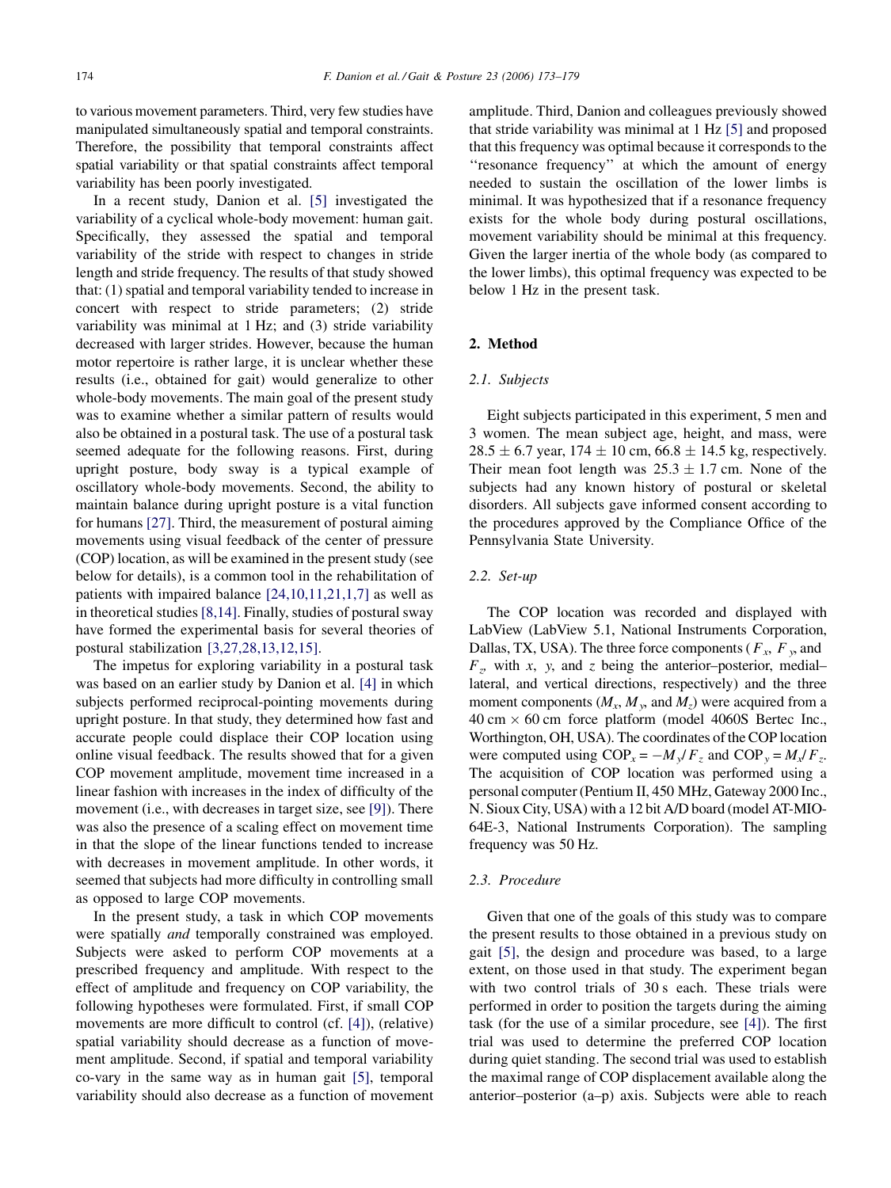to various movement parameters. Third, very few studies have manipulated simultaneously spatial and temporal constraints. Therefore, the possibility that temporal constraints affect spatial variability or that spatial constraints affect temporal variability has been poorly investigated.

In a recent study, Danion et al. [5] investigated the variability of a cyclical whole-body movement: human gait. Specifically, they assessed the spatial and temporal variability of the stride with respect to changes in stride length and stride frequency. The results of that study showed that: (1) spatial and temporal variability tended to increase in concert with respect to stride parameters; (2) stride variability was minimal at 1 Hz; and (3) stride variability decreased with larger strides. However, because the human motor repertoire is rather large, it is unclear whether these results (i.e., obtained for gait) would generalize to other whole-body movements. The main goal of the present study was to examine whether a similar pattern of results would also be obtained in a postural task. The use of a postural task seemed adequate for the following reasons. First, during upright posture, body sway is a typical example of oscillatory whole-body movements. Second, the ability to maintain balance during upright posture is a vital function for humans [27]. Third, the measurement of postural aiming movements using visual feedback of the center of pressure (COP) location, as will be examined in the present study (see below for details), is a common tool in the rehabilitation of patients with impaired balance [24,10,11,21,1,7] as well as in theoretical studies [8,14]. Finally, studies of postural sway have formed the experimental basis for several theories of postural stabilization [3,27,28,13,12,15].

The impetus for exploring variability in a postural task was based on an earlier study by Danion et al. [4] in which subjects performed reciprocal-pointing movements during upright posture. In that study, they determined how fast and accurate people could displace their COP location using online visual feedback. The results showed that for a given COP movement amplitude, movement time increased in a linear fashion with increases in the index of difficulty of the movement (i.e., with decreases in target size, see [9]). There was also the presence of a scaling effect on movement time in that the slope of the linear functions tended to increase with decreases in movement amplitude. In other words, it seemed that subjects had more difficulty in controlling small as opposed to large COP movements.

In the present study, a task in which COP movements were spatially *and* temporally constrained was employed. Subjects were asked to perform COP movements at a prescribed frequency and amplitude. With respect to the effect of amplitude and frequency on COP variability, the following hypotheses were formulated. First, if small COP movements are more difficult to control (cf. [4]), (relative) spatial variability should decrease as a function of movement amplitude. Second, if spatial and temporal variability co-vary in the same way as in human gait [5], temporal variability should also decrease as a function of movement amplitude. Third, Danion and colleagues previously showed that stride variability was minimal at 1 Hz [5] and proposed that this frequency was optimal because it corresponds to the "resonance frequency" at which the amount of energy needed to sustain the oscillation of the lower limbs is minimal. It was hypothesized that if a resonance frequency exists for the whole body during postural oscillations, movement variability should be minimal at this frequency. Given the larger inertia of the whole body (as compared to the lower limbs), this optimal frequency was expected to be below 1 Hz in the present task.

## 2. Method

### 2.1. Subjects

Eight subjects participated in this experiment, 5 men and 3 women. The mean subject age, height, and mass, were $28.5 \pm 6.7$ year, $174 \pm 10$ cm, $66.8 \pm 14.5$ kg, respectively. Their mean foot length was $25.3 \pm 1.7$ cm. None of the subjects had any known history of postural or skeletal disorders. All subjects gave informed consent according to the procedures approved by the Compliance Office of the Pennsylvania State University.

### 2.2. Set-up

The COP location was recorded and displayed with LabView (LabView 5.1, National Instruments Corporation, Dallas, TX, USA). The three force components ($F_x$, $F_y$, and $F_z$, with $x$, $y$, and $z$ being the anterior–posterior, medial–lateral, and vertical directions, respectively) and the three moment components ($M_x$, $M_y$, and $M_z$) were acquired from a 40 cm × 60 cm force platform (model 4060S Bertec Inc., Worthington, OH, USA). The coordinates of the COP location were computed using $COP_x = -M_y/F_z$ and $COP_y = M_x/F_z$. The acquisition of COP location was performed using a personal computer (Pentium II, 450 MHz, Gateway 2000 Inc., N. Sioux City, USA) with a 12 bit A/D board (model AT-MIO-64E-3, National Instruments Corporation). The sampling frequency was 50 Hz.

### 2.3. Procedure

Given that one of the goals of this study was to compare the present results to those obtained in a previous study on gait [5], the design and procedure was based, to a large extent, on those used in that study. The experiment began with two control trials of 30 s each. These trials were performed in order to position the targets during the aiming task (for the use of a similar procedure, see [4]). The first trial was used to determine the preferred COP location during quiet standing. The second trial was used to establish the maximal range of COP displacement available along the anterior–posterior (a–p) axis. Subjects were able to reach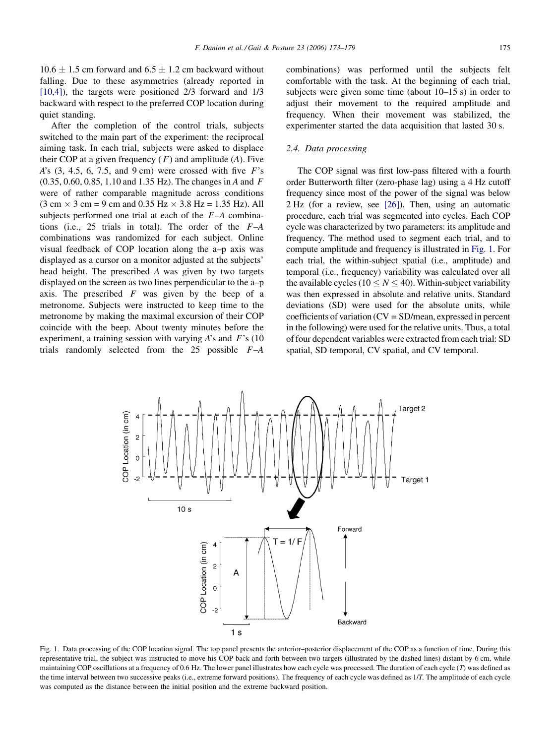10.6 ± 1.5 cm forward and 6.5 ± 1.2 cm backward without falling. Due to these asymmetries (already reported in [10,4]), the targets were positioned 2/3 forward and 1/3 backward with respect to the preferred COP location during quiet standing.

After the completion of the control trials, subjects switched to the main part of the experiment: the reciprocal aiming task. In each trial, subjects were asked to displace their COP at a given frequency ($F$) and amplitude ($A$). Five $A$'s (3, 4.5, 6, 7.5, and 9 cm) were crossed with five $F$'s (0.35, 0.60, 0.85, 1.10 and 1.35 Hz). The changes in $A$ and $F$ were of rather comparable magnitude across conditions (3 cm × 3 cm = 9 cm and 0.35 Hz × 3.8 Hz = 1.35 Hz). All subjects performed one trial at each of the $F$–$A$ combinations (i.e., 25 trials in total). The order of the $F$–$A$ combinations was randomized for each subject. Online visual feedback of COP location along the a–p axis was displayed as a cursor on a monitor adjusted at the subjects' head height. The prescribed $A$ was given by two targets displayed on the screen as two lines perpendicular to the a–p axis. The prescribed $F$ was given by the beep of a metronome. Subjects were instructed to keep time to the metronome by making the maximal excursion of their COP coincide with the beep. About twenty minutes before the experiment, a training session with varying $A$'s and $F$'s (10 trials randomly selected from the 25 possible $F$–$A$ combinations) was performed until the subjects felt comfortable with the task. At the beginning of each trial, subjects were given some time (about 10–15 s) in order to adjust their movement to the required amplitude and frequency. When their movement was stabilized, the experimenter started the data acquisition that lasted 30 s.

### 2.4. Data processing

The COP signal was first low-pass filtered with a fourth order Butterworth filter (zero-phase lag) using a 4 Hz cutoff frequency since most of the power of the signal was below 2 Hz (for a review, see [26]). Then, using an automatic procedure, each trial was segmented into cycles. Each COP cycle was characterized by two parameters: its amplitude and frequency. The method used to segment each trial, and to compute amplitude and frequency is illustrated in Fig. 1. For each trial, the within-subject spatial (i.e., amplitude) and temporal (i.e., frequency) variability was calculated over all the available cycles ($10 \leq N \leq 40$). Within-subject variability was then expressed in absolute and relative units. Standard deviations (SD) were used for the absolute units, while coefficients of variation (CV = SD/mean, expressed in percent in the following) were used for the relative units. Thus, a total of four dependent variables were extracted from each trial: SD spatial, SD temporal, CV spatial, and CV temporal.

Fig. 1. Data processing of the COP location signal. The top panel presents the anterior–posterior displacement of the COP as a function of time. During this representative trial, the subject was instructed to move his COP back and forth between two targets (illustrated by the dashed lines) distant by 6 cm, while maintaining COP oscillations at a frequency of 0.6 Hz. The lower panel illustrates how each cycle was processed. The duration of each cycle ($T$) was defined as the time interval between two successive peaks (i.e., extreme forward positions). The frequency of each cycle was defined as $1/T$. The amplitude of each cycle was computed as the distance between the initial position and the extreme backward position.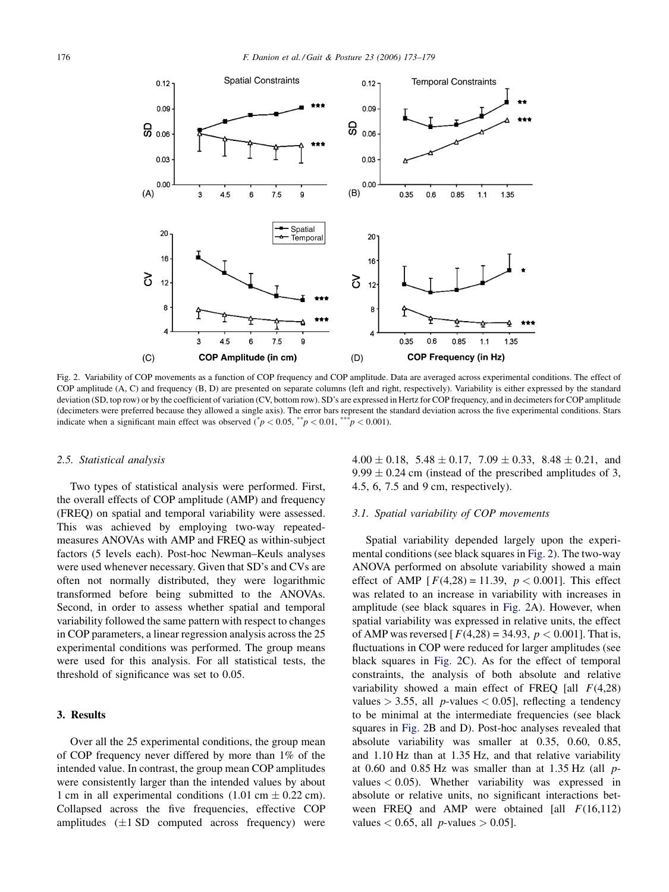Fig. 2. Variability of COP movements as a function of COP frequency and COP amplitude. Data are averaged across experimental conditions. The effect of COP amplitude (A, C) and frequency (B, D) are presented on separate columns (left and right, respectively). Variability is either expressed by the standard deviation (SD, top row) or by the coefficient of variation (CV, bottom row). SD's are expressed in Hertz for COP frequency, and in decimeters for COP amplitude (decimeters were preferred because they allowed a single axis). The error bars represent the standard deviation across the five experimental conditions. Stars indicate when a significant main effect was observed (*$p < 0.05$, **$p < 0.01$, ***$p < 0.001$).

### 2.5. Statistical analysis

Two types of statistical analysis were performed. First, the overall effects of COP amplitude (AMP) and frequency (FREQ) on spatial and temporal variability were assessed. This was achieved by employing two-way repeated-measures ANOVAs with AMP and FREQ as within-subject factors (5 levels each). Post-hoc Newman–Keuls analyses were used whenever necessary. Given that SD's and CVs are often not normally distributed, they were logarithmic transformed before being submitted to the ANOVAs. Second, in order to assess whether spatial and temporal variability followed the same pattern with respect to changes in COP parameters, a linear regression analysis across the 25 experimental conditions was performed. The group means were used for this analysis. For all statistical tests, the threshold of significance was set to 0.05.

## 3. Results

Over all the 25 experimental conditions, the group mean of COP frequency never differed by more than 1% of the intended value. In contrast, the group mean COP amplitudes were consistently larger than the intended values by about 1 cm in all experimental conditions (1.01 cm $\pm$ 0.22 cm). Collapsed across the five frequencies, effective COP amplitudes ($\pm$1 SD computed across frequency) were $4.00 \pm 0.18$, $5.48 \pm 0.17$, $7.09 \pm 0.33$, $8.48 \pm 0.21$, and $9.99 \pm 0.24$ cm (instead of the prescribed amplitudes of 3, 4.5, 6, 7.5 and 9 cm, respectively).

### 3.1. Spatial variability of COP movements

Spatial variability depended largely upon the experimental conditions (see black squares in Fig. 2). The two-way ANOVA performed on absolute variability showed a main effect of AMP [$F(4,28) = 11.39$, $p < 0.001$]. This effect was related to an increase in variability with increases in amplitude (see black squares in Fig. 2A). However, when spatial variability was expressed in relative units, the effect of AMP was reversed [$F(4,28) = 34.93$, $p < 0.001$]. That is, fluctuations in COP were reduced for larger amplitudes (see black squares in Fig. 2C). As for the effect of temporal constraints, the analysis of both absolute and relative variability showed a main effect of FREQ [all $F(4,28)$ values $> 3.55$, all $p$-values $< 0.05$], reflecting a tendency to be minimal at the intermediate frequencies (see black squares in Fig. 2B and D). Post-hoc analyses revealed that absolute variability was smaller at 0.35, 0.60, 0.85, and 1.10 Hz than at 1.35 Hz, and that relative variability at 0.60 and 0.85 Hz was smaller than at 1.35 Hz (all $p$-values $< 0.05$). Whether variability was expressed in absolute or relative units, no significant interactions between FREQ and AMP were obtained [all $F(16,112)$ values $< 0.65$, all $p$-values $> 0.05$].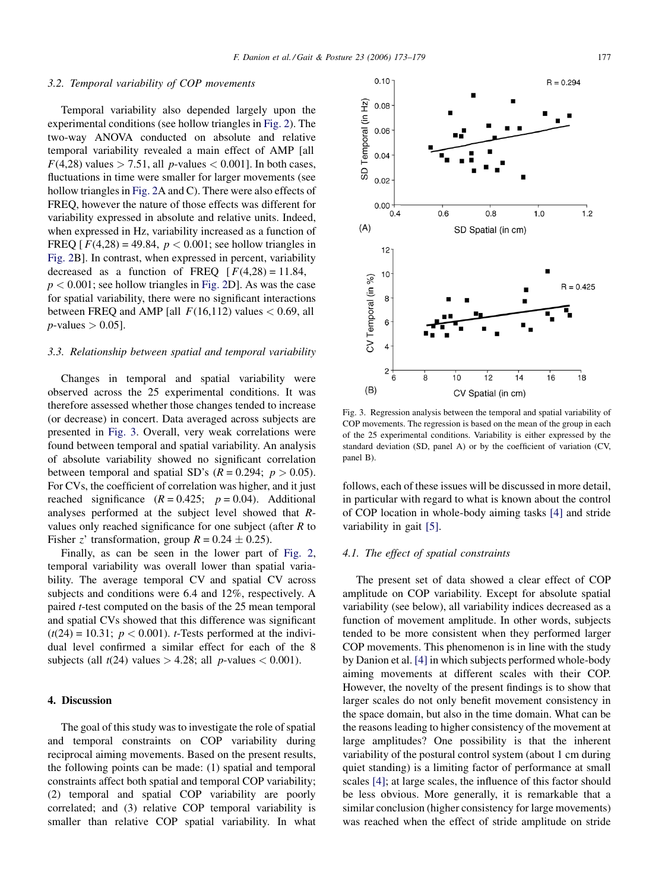### 3.2. Temporal variability of COP movements

Temporal variability also depended largely upon the experimental conditions (see hollow triangles in Fig. 2). The two-way ANOVA conducted on absolute and relative temporal variability revealed a main effect of AMP [all $F(4,28)$ values $> 7.51$, all $p$-values $< 0.001$]. In both cases, fluctuations in time were smaller for larger movements (see hollow triangles in Fig. 2A and C). There were also effects of FREQ, however the nature of those effects was different for variability expressed in absolute and relative units. Indeed, when expressed in Hz, variability increased as a function of FREQ [ $F(4,28) = 49.84$, $p < 0.001$; see hollow triangles in Fig. 2B]. In contrast, when expressed in percent, variability decreased as a function of FREQ [ $F(4,28) = 11.84$, $p < 0.001$; see hollow triangles in Fig. 2D]. As was the case for spatial variability, there were no significant interactions between FREQ and AMP [all $F(16,112)$ values $< 0.69$, all $p$-values $> 0.05$].

### 3.3. Relationship between spatial and temporal variability

Changes in temporal and spatial variability were observed across the 25 experimental conditions. It was therefore assessed whether those changes tended to increase (or decrease) in concert. Data averaged across subjects are presented in Fig. 3. Overall, very weak correlations were found between temporal and spatial variability. An analysis of absolute variability showed no significant correlation between temporal and spatial SD's ($R = 0.294$; $p > 0.05$). For CVs, the coefficient of correlation was higher, and it just reached significance ($R = 0.425$; $p = 0.04$). Additional analyses performed at the subject level showed that $R$-values only reached significance for one subject (after $R$ to Fisher $z$' transformation, group $R = 0.24 \pm 0.25$).

Finally, as can be seen in the lower part of Fig. 2, temporal variability was overall lower than spatial variability. The average temporal CV and spatial CV across subjects and conditions were 6.4 and 12%, respectively. A paired $t$-test computed on the basis of the 25 mean temporal and spatial CVs showed that this difference was significant ($t(24) = 10.31$; $p < 0.001$). $t$-Tests performed at the individual level confirmed a similar effect for each of the 8 subjects (all $t(24)$ values $> 4.28$; all $p$-values $< 0.001$).

Fig. 3. Regression analysis between the temporal and spatial variability of COP movements. The regression is based on the mean of the group in each of the 25 experimental conditions. Variability is either expressed by the standard deviation (SD, panel A) or by the coefficient of variation (CV, panel B).

## 4. Discussion

The goal of this study was to investigate the role of spatial and temporal constraints on COP variability during reciprocal aiming movements. Based on the present results, the following points can be made: (1) spatial and temporal constraints affect both spatial and temporal COP variability; (2) temporal and spatial COP variability are poorly correlated; and (3) relative COP temporal variability is smaller than relative COP spatial variability. In what follows, each of these issues will be discussed in more detail, in particular with regard to what is known about the control of COP location in whole-body aiming tasks [4] and stride variability in gait [5].

### 4.1. The effect of spatial constraints

The present set of data showed a clear effect of COP amplitude on COP variability. Except for absolute spatial variability (see below), all variability indices decreased as a function of movement amplitude. In other words, subjects tended to be more consistent when they performed larger COP movements. This phenomenon is in line with the study by Danion et al. [4] in which subjects performed whole-body aiming movements at different scales with their COP. However, the novelty of the present findings is to show that larger scales do not only benefit movement consistency in the space domain, but also in the time domain. What can be the reasons leading to higher consistency of the movement at large amplitudes? One possibility is that the inherent variability of the postural control system (about 1 cm during quiet standing) is a limiting factor of performance at small scales [4]; at large scales, the influence of this factor should be less obvious. More generally, it is remarkable that a similar conclusion (higher consistency for large movements) was reached when the effect of stride amplitude on stride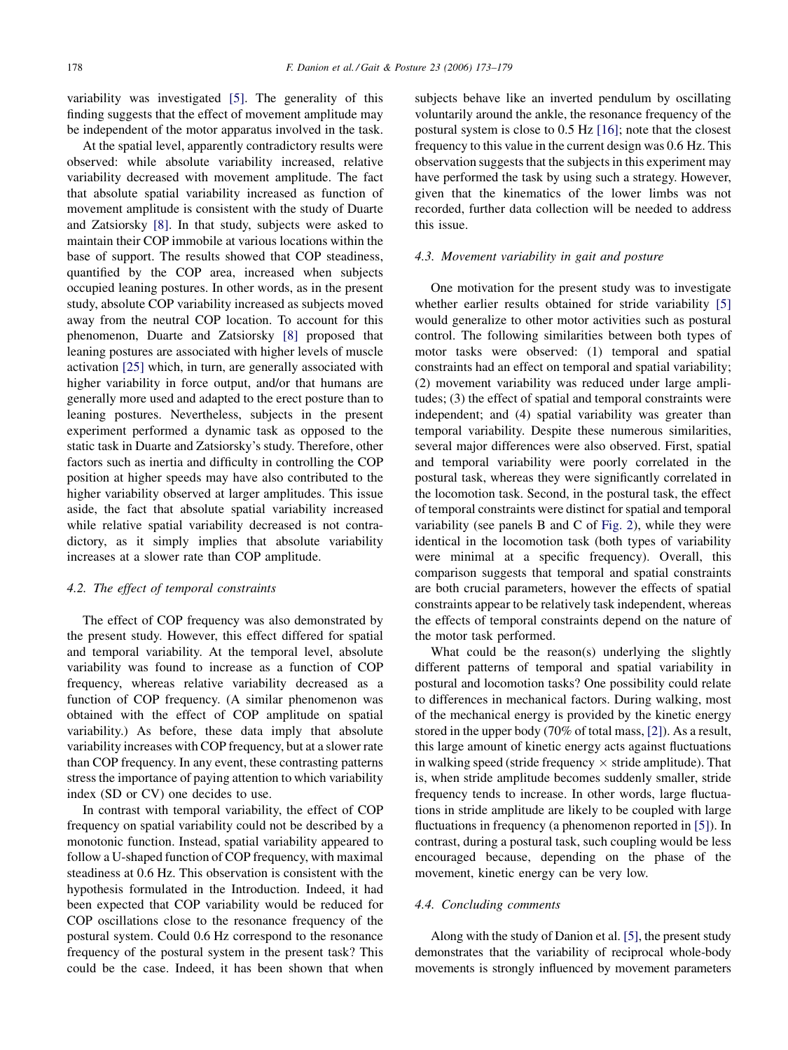variability was investigated [5]. The generality of this finding suggests that the effect of movement amplitude may be independent of the motor apparatus involved in the task.

At the spatial level, apparently contradictory results were observed: while absolute variability increased, relative variability decreased with movement amplitude. The fact that absolute spatial variability increased as function of movement amplitude is consistent with the study of Duarte and Zatsiorsky [8]. In that study, subjects were asked to maintain their COP immobile at various locations within the base of support. The results showed that COP steadiness, quantified by the COP area, increased when subjects occupied leaning postures. In other words, as in the present study, absolute COP variability increased as subjects moved away from the neutral COP location. To account for this phenomenon, Duarte and Zatsiorsky [8] proposed that leaning postures are associated with higher levels of muscle activation [25] which, in turn, are generally associated with higher variability in force output, and/or that humans are generally more used and adapted to the erect posture than to leaning postures. Nevertheless, subjects in the present experiment performed a dynamic task as opposed to the static task in Duarte and Zatsiorsky's study. Therefore, other factors such as inertia and difficulty in controlling the COP position at higher speeds may have also contributed to the higher variability observed at larger amplitudes. This issue aside, the fact that absolute spatial variability increased while relative spatial variability decreased is not contradictory, as it simply implies that absolute variability increases at a slower rate than COP amplitude.

### 4.2. The effect of temporal constraints

The effect of COP frequency was also demonstrated by the present study. However, this effect differed for spatial and temporal variability. At the temporal level, absolute variability was found to increase as a function of COP frequency, whereas relative variability decreased as a function of COP frequency. (A similar phenomenon was obtained with the effect of COP amplitude on spatial variability.) As before, these data imply that absolute variability increases with COP frequency, but at a slower rate than COP frequency. In any event, these contrasting patterns stress the importance of paying attention to which variability index (SD or CV) one decides to use.

In contrast with temporal variability, the effect of COP frequency on spatial variability could not be described by a monotonic function. Instead, spatial variability appeared to follow a U-shaped function of COP frequency, with maximal steadiness at 0.6 Hz. This observation is consistent with the hypothesis formulated in the Introduction. Indeed, it had been expected that COP variability would be reduced for COP oscillations close to the resonance frequency of the postural system. Could 0.6 Hz correspond to the resonance frequency of the postural system in the present task? This could be the case. Indeed, it has been shown that when subjects behave like an inverted pendulum by oscillating voluntarily around the ankle, the resonance frequency of the postural system is close to 0.5 Hz [16]; note that the closest frequency to this value in the current design was 0.6 Hz. This observation suggests that the subjects in this experiment may have performed the task by using such a strategy. However, given that the kinematics of the lower limbs was not recorded, further data collection will be needed to address this issue.

### 4.3. Movement variability in gait and posture

One motivation for the present study was to investigate whether earlier results obtained for stride variability [5] would generalize to other motor activities such as postural control. The following similarities between both types of motor tasks were observed: (1) temporal and spatial constraints had an effect on temporal and spatial variability; (2) movement variability was reduced under large amplitudes; (3) the effect of spatial and temporal constraints were independent; and (4) spatial variability was greater than temporal variability. Despite these numerous similarities, several major differences were also observed. First, spatial and temporal variability were poorly correlated in the postural task, whereas they were significantly correlated in the locomotion task. Second, in the postural task, the effect of temporal constraints were distinct for spatial and temporal variability (see panels B and C of Fig. 2), while they were identical in the locomotion task (both types of variability were minimal at a specific frequency). Overall, this comparison suggests that temporal and spatial constraints are both crucial parameters, however the effects of spatial constraints appear to be relatively task independent, whereas the effects of temporal constraints depend on the nature of the motor task performed.

What could be the reason(s) underlying the slightly different patterns of temporal and spatial variability in postural and locomotion tasks? One possibility could relate to differences in mechanical factors. During walking, most of the mechanical energy is provided by the kinetic energy stored in the upper body (70% of total mass, [2]). As a result, this large amount of kinetic energy acts against fluctuations in walking speed (stride frequency $\times$ stride amplitude). That is, when stride amplitude becomes suddenly smaller, stride frequency tends to increase. In other words, large fluctuations in stride amplitude are likely to be coupled with large fluctuations in frequency (a phenomenon reported in [5]). In contrast, during a postural task, such coupling would be less encouraged because, depending on the phase of the movement, kinetic energy can be very low.

### 4.4. Concluding comments

Along with the study of Danion et al. [5], the present study demonstrates that the variability of reciprocal whole-body movements is strongly influenced by movement parameters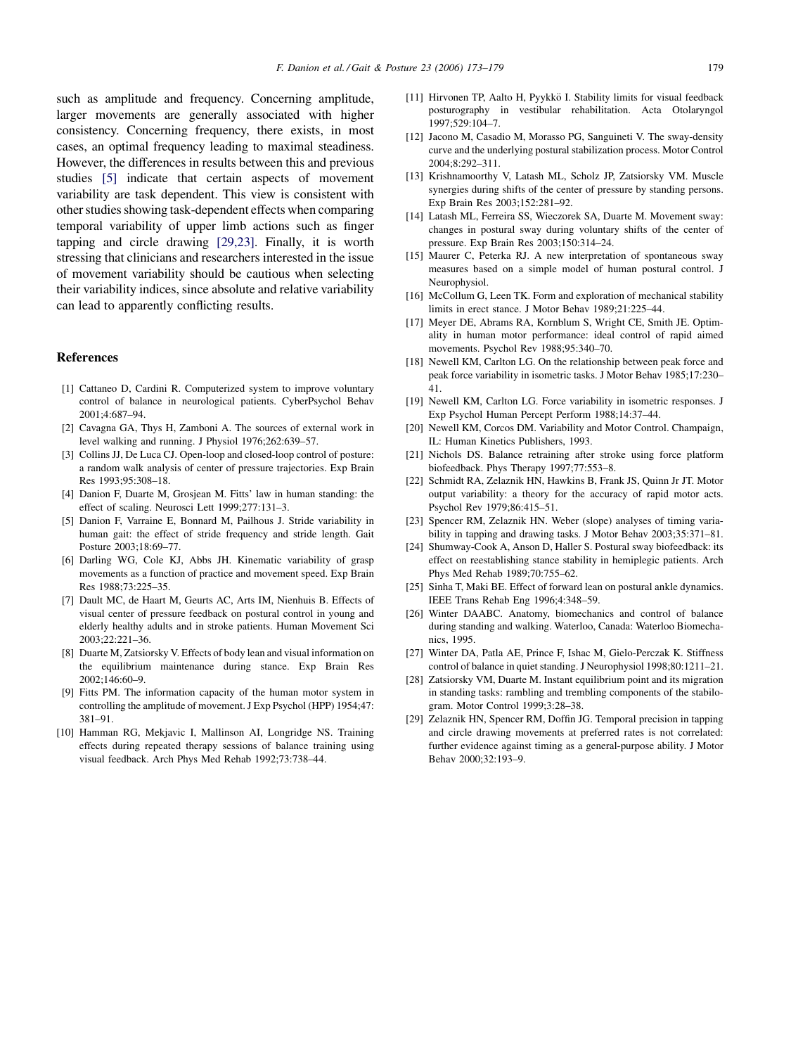such as amplitude and frequency. Concerning amplitude, larger movements are generally associated with higher consistency. Concerning frequency, there exists, in most cases, an optimal frequency leading to maximal steadiness. However, the differences in results between this and previous studies [5] indicate that certain aspects of movement variability are task dependent. This view is consistent with other studies showing task-dependent effects when comparing temporal variability of upper limb actions such as finger tapping and circle drawing [29,23]. Finally, it is worth stressing that clinicians and researchers interested in the issue of movement variability should be cautious when selecting their variability indices, since absolute and relative variability can lead to apparently conflicting results.

## References

[1] Cattaneo D, Cardini R. Computerized system to improve voluntary control of balance in neurological patients. CyberPsychol Behav 2001;4:687–94.

[2] Cavagna GA, Thys H, Zamboni A. The sources of external work in level walking and running. J Physiol 1976;262:639–57.

[3] Collins JJ, De Luca CJ. Open-loop and closed-loop control of posture: a random walk analysis of center of pressure trajectories. Exp Brain Res 1993;95:308–18.

[4] Danion F, Duarte M, Grosjean M. Fitts' law in human standing: the effect of scaling. Neurosci Lett 1999;277:131–3.

[5] Danion F, Varraine E, Bonnard M, Pailhous J. Stride variability in human gait: the effect of stride frequency and stride length. Gait Posture 2003;18:69–77.

[6] Darling WG, Cole KJ, Abbs JH. Kinematic variability of grasp movements as a function of practice and movement speed. Exp Brain Res 1988;73:225–35.

[7] Dault MC, de Haart M, Geurts AC, Arts IM, Nienhuis B. Effects of visual center of pressure feedback on postural control in young and elderly healthy adults and in stroke patients. Human Movement Sci 2003;22:221–36.

[8] Duarte M, Zatsiorsky V. Effects of body lean and visual information on the equilibrium maintenance during stance. Exp Brain Res 2002;146:60–9.

[9] Fitts PM. The information capacity of the human motor system in controlling the amplitude of movement. J Exp Psychol (HPP) 1954;47: 381–91.

[10] Hamman RG, Mekjavic I, Mallinson AI, Longridge NS. Training effects during repeated therapy sessions of balance training using visual feedback. Arch Phys Med Rehab 1992;73:738–44.

[11] Hirvonen TP, Aalto H, Pyykkö I. Stability limits for visual feedback posturography in vestibular rehabilitation. Acta Otolaryngol 1997;529:104–7.

[12] Jacono M, Casadio M, Morasso PG, Sanguineti V. The sway-density curve and the underlying postural stabilization process. Motor Control 2004;8:292–311.

[13] Krishnamoorthy V, Latash ML, Scholz JP, Zatsiorsky VM. Muscle synergies during shifts of the center of pressure by standing persons. Exp Brain Res 2003;152:281–92.

[14] Latash ML, Ferreira SS, Wieczorek SA, Duarte M. Movement sway: changes in postural sway during voluntary shifts of the center of pressure. Exp Brain Res 2003;150:314–24.

[15] Maurer C, Peterka RJ. A new interpretation of spontaneous sway measures based on a simple model of human postural control. J Neurophysiol.

[16] McCollum G, Leen TK. Form and exploration of mechanical stability limits in erect stance. J Motor Behav 1989;21:225–44.

[17] Meyer DE, Abrams RA, Kornblum S, Wright CE, Smith JE. Optimality in human motor performance: ideal control of rapid aimed movements. Psychol Rev 1988;95:340–70.

[18] Newell KM, Carlton LG. On the relationship between peak force and peak force variability in isometric tasks. J Motor Behav 1985;17:230–41.

[19] Newell KM, Carlton LG. Force variability in isometric responses. J Exp Psychol Human Percept Perform 1988;14:37–44.

[20] Newell KM, Corcos DM. Variability and Motor Control. Champaign, IL: Human Kinetics Publishers, 1993.

[21] Nichols DS. Balance retraining after stroke using force platform biofeedback. Phys Therapy 1997;77:553–8.

[22] Schmidt RA, Zelaznik HN, Hawkins B, Frank JS, Quinn Jr JT. Motor output variability: a theory for the accuracy of rapid motor acts. Psychol Rev 1979;86:415–51.

[23] Spencer RM, Zelaznik HN. Weber (slope) analyses of timing variability in tapping and drawing tasks. J Motor Behav 2003;35:371–81.

[24] Shumway-Cook A, Anson D, Haller S. Postural sway biofeedback: its effect on reestablishing stance stability in hemiplegic patients. Arch Phys Med Rehab 1989;70:755–62.

[25] Sinha T, Maki BE. Effect of forward lean on postural ankle dynamics. IEEE Trans Rehab Eng 1996;4:348–59.

[26] Winter DAABC. Anatomy, biomechanics and control of balance during standing and walking. Waterloo, Canada: Waterloo Biomechanics, 1995.

[27] Winter DA, Patla AE, Prince F, Ishac M, Gielo-Perczak K. Stiffness control of balance in quiet standing. J Neurophysiol 1998;80:1211–21.

[28] Zatsiorsky VM, Duarte M. Instant equilibrium point and its migration in standing tasks: rambling and trembling components of the stabilogram. Motor Control 1999;3:28–38.

[29] Zelaznik HN, Spencer RM, Doffin JG. Temporal precision in tapping and circle drawing movements at preferred rates is not correlated: further evidence against timing as a general-purpose ability. J Motor Behav 2000;32:193–9.